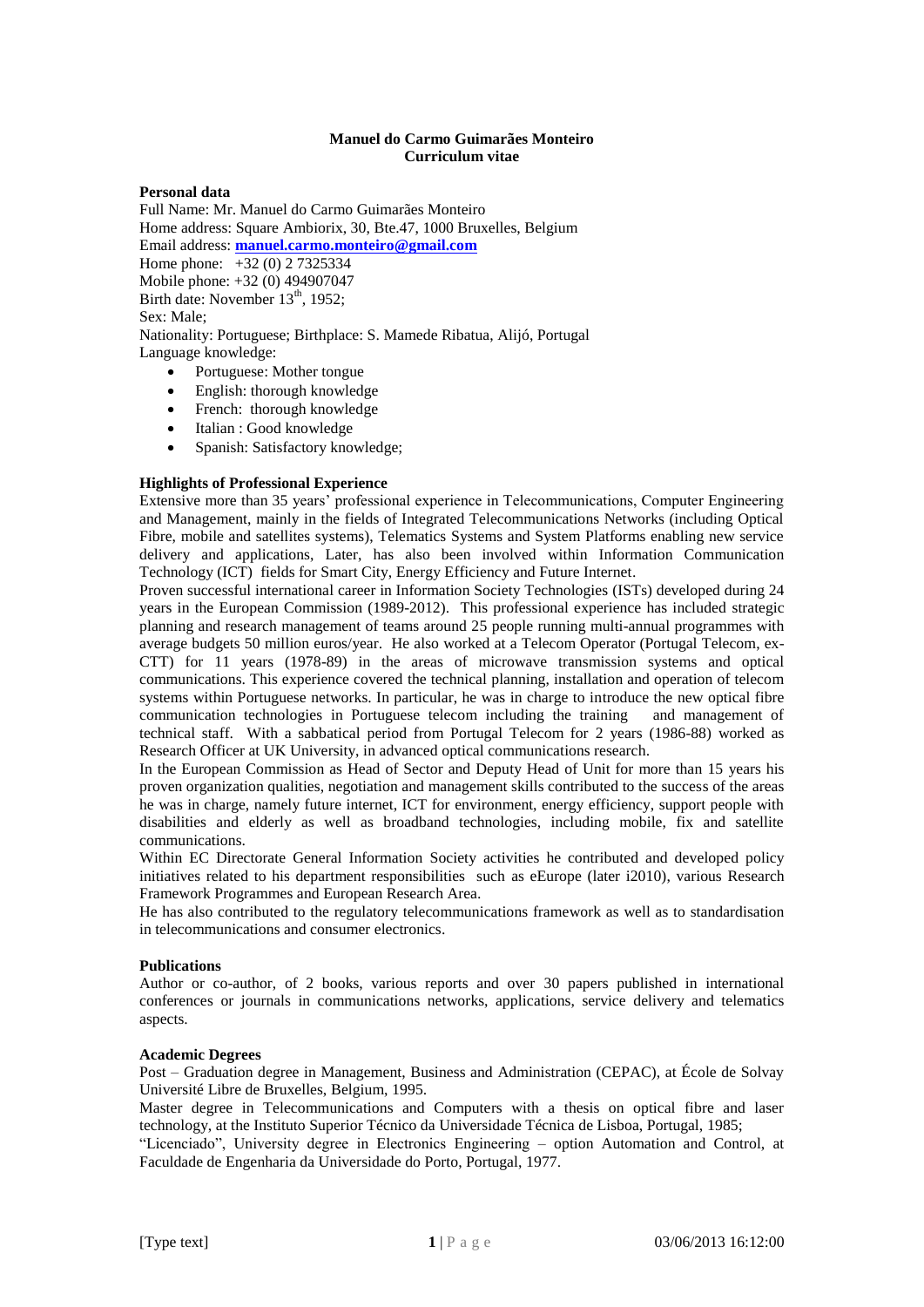**Manuel do Carmo Guimarães Monteiro**
**Curriculum vitae**

## Personal data

Full Name: Mr. Manuel do Carmo Guimarães Monteiro
Home address: Square Ambiorix, 30, Bte.47, 1000 Bruxelles, Belgium
Email address: **manuel.carmo.monteiro@gmail.com**
Home phone: +32 (0) 2 7325334
Mobile phone: +32 (0) 494907047
Birth date: November 13$^{th}$, 1952;
Sex: Male;
Nationality: Portuguese; Birthplace: S. Mamede Ribatua, Alijó, Portugal
Language knowledge:

- Portuguese: Mother tongue
- English: thorough knowledge
- French: thorough knowledge
- Italian : Good knowledge
- Spanish: Satisfactory knowledge;

## Highlights of Professional Experience

Extensive more than 35 years' professional experience in Telecommunications, Computer Engineering and Management, mainly in the fields of Integrated Telecommunications Networks (including Optical Fibre, mobile and satellites systems), Telematics Systems and System Platforms enabling new service delivery and applications, Later, has also been involved within Information Communication Technology (ICT) fields for Smart City, Energy Efficiency and Future Internet.

Proven successful international career in Information Society Technologies (ISTs) developed during 24 years in the European Commission (1989-2012). This professional experience has included strategic planning and research management of teams around 25 people running multi-annual programmes with average budgets 50 million euros/year. He also worked at a Telecom Operator (Portugal Telecom, ex-CTT) for 11 years (1978-89) in the areas of microwave transmission systems and optical communications. This experience covered the technical planning, installation and operation of telecom systems within Portuguese networks. In particular, he was in charge to introduce the new optical fibre communication technologies in Portuguese telecom including the training and management of technical staff. With a sabbatical period from Portugal Telecom for 2 years (1986-88) worked as Research Officer at UK University, in advanced optical communications research.

In the European Commission as Head of Sector and Deputy Head of Unit for more than 15 years his proven organization qualities, negotiation and management skills contributed to the success of the areas he was in charge, namely future internet, ICT for environment, energy efficiency, support people with disabilities and elderly as well as broadband technologies, including mobile, fix and satellite communications.

Within EC Directorate General Information Society activities he contributed and developed policy initiatives related to his department responsibilities such as eEurope (later i2010), various Research Framework Programmes and European Research Area.

He has also contributed to the regulatory telecommunications framework as well as to standardisation in telecommunications and consumer electronics.

## Publications

Author or co-author, of 2 books, various reports and over 30 papers published in international conferences or journals in communications networks, applications, service delivery and telematics aspects.

## Academic Degrees

Post – Graduation degree in Management, Business and Administration (CEPAC), at École de Solvay Université Libre de Bruxelles, Belgium, 1995.

Master degree in Telecommunications and Computers with a thesis on optical fibre and laser technology, at the Instituto Superior Técnico da Universidade Técnica de Lisboa, Portugal, 1985;

"Licenciado", University degree in Electronics Engineering – option Automation and Control, at Faculdade de Engenharia da Universidade do Porto, Portugal, 1977.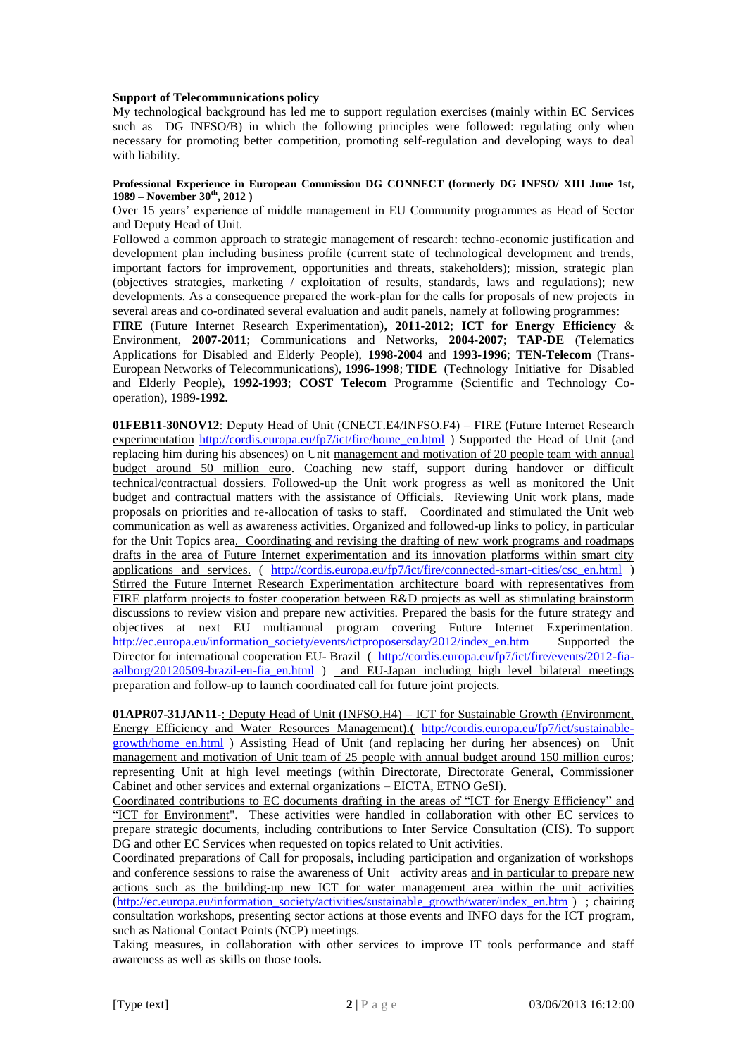**Support of Telecommunications policy**

My technological background has led me to support regulation exercises (mainly within EC Services such as DG INFSO/B) in which the following principles were followed: regulating only when necessary for promoting better competition, promoting self-regulation and developing ways to deal with liability.

**Professional Experience in European Commission DG CONNECT (formerly DG INFSO/ XIII June 1st, 1989 – November 30th, 2012 )**

Over 15 years' experience of middle management in EU Community programmes as Head of Sector and Deputy Head of Unit.

Followed a common approach to strategic management of research: techno-economic justification and development plan including business profile (current state of technological development and trends, important factors for improvement, opportunities and threats, stakeholders); mission, strategic plan (objectives strategies, marketing / exploitation of results, standards, laws and regulations); new developments. As a consequence prepared the work-plan for the calls for proposals of new projects in several areas and co-ordinated several evaluation and audit panels, namely at following programmes: **FIRE** (Future Internet Research Experimentation)**, 2011-2012**; **ICT for Energy Efficiency** & Environment, **2007-2011**; Communications and Networks, **2004-2007**; **TAP-DE** (Telematics Applications for Disabled and Elderly People), **1998-2004** and **1993-1996**; **TEN-Telecom** (Trans-European Networks of Telecommunications), **1996-1998**; **TIDE** (Technology Initiative for Disabled and Elderly People), **1992-1993**; **COST Telecom** Programme (Scientific and Technology Co-operation), 1989-**1992.**

**01FEB11-30NOV12**: Deputy Head of Unit (CNECT.E4/INFSO.F4) – FIRE (Future Internet Research experimentation http://cordis.europa.eu/fp7/ict/fire/home_en.html ) Supported the Head of Unit (and replacing him during his absences) on Unit management and motivation of 20 people team with annual budget around 50 million euro. Coaching new staff, support during handover or difficult technical/contractual dossiers. Followed-up the Unit work progress as well as monitored the Unit budget and contractual matters with the assistance of Officials. Reviewing Unit work plans, made proposals on priorities and re-allocation of tasks to staff. Coordinated and stimulated the Unit web communication as well as awareness activities. Organized and followed-up links to policy, in particular for the Unit Topics area. Coordinating and revising the drafting of new work programs and roadmaps drafts in the area of Future Internet experimentation and its innovation platforms within smart city applications and services. ( http://cordis.europa.eu/fp7/ict/fire/connected-smart-cities/csc_en.html ) Stirred the Future Internet Research Experimentation architecture board with representatives from FIRE platform projects to foster cooperation between R&D projects as well as stimulating brainstorm discussions to review vision and prepare new activities. Prepared the basis for the future strategy and objectives at next EU multiannual program covering Future Internet Experimentation. http://ec.europa.eu/information_society/events/ictproposersday/2012/index_en.htm Supported the Director for international cooperation EU- Brazil ( http://cordis.europa.eu/fp7/ict/fire/events/2012-fia-aalborg/20120509-brazil-eu-fia_en.html ) and EU-Japan including high level bilateral meetings preparation and follow-up to launch coordinated call for future joint projects.

**01APR07-31JAN11-**: Deputy Head of Unit (INFSO.H4) – ICT for Sustainable Growth (Environment, Energy Efficiency and Water Resources Management).( http://cordis.europa.eu/fp7/ict/sustainable-growth/home_en.html ) Assisting Head of Unit (and replacing her during her absences) on Unit management and motivation of Unit team of 25 people with annual budget around 150 million euros; representing Unit at high level meetings (within Directorate, Directorate General, Commissioner Cabinet and other services and external organizations – EICTA, ETNO GeSI).

Coordinated contributions to EC documents drafting in the areas of "ICT for Energy Efficiency" and "ICT for Environment". These activities were handled in collaboration with other EC services to prepare strategic documents, including contributions to Inter Service Consultation (CIS). To support DG and other EC Services when requested on topics related to Unit activities.

Coordinated preparations of Call for proposals, including participation and organization of workshops and conference sessions to raise the awareness of Unit activity areas and in particular to prepare new actions such as the building-up new ICT for water management area within the unit activities (http://ec.europa.eu/information_society/activities/sustainable_growth/water/index_en.htm ) ; chairing consultation workshops, presenting sector actions at those events and INFO days for the ICT program, such as National Contact Points (NCP) meetings.

Taking measures, in collaboration with other services to improve IT tools performance and staff awareness as well as skills on those tools**.**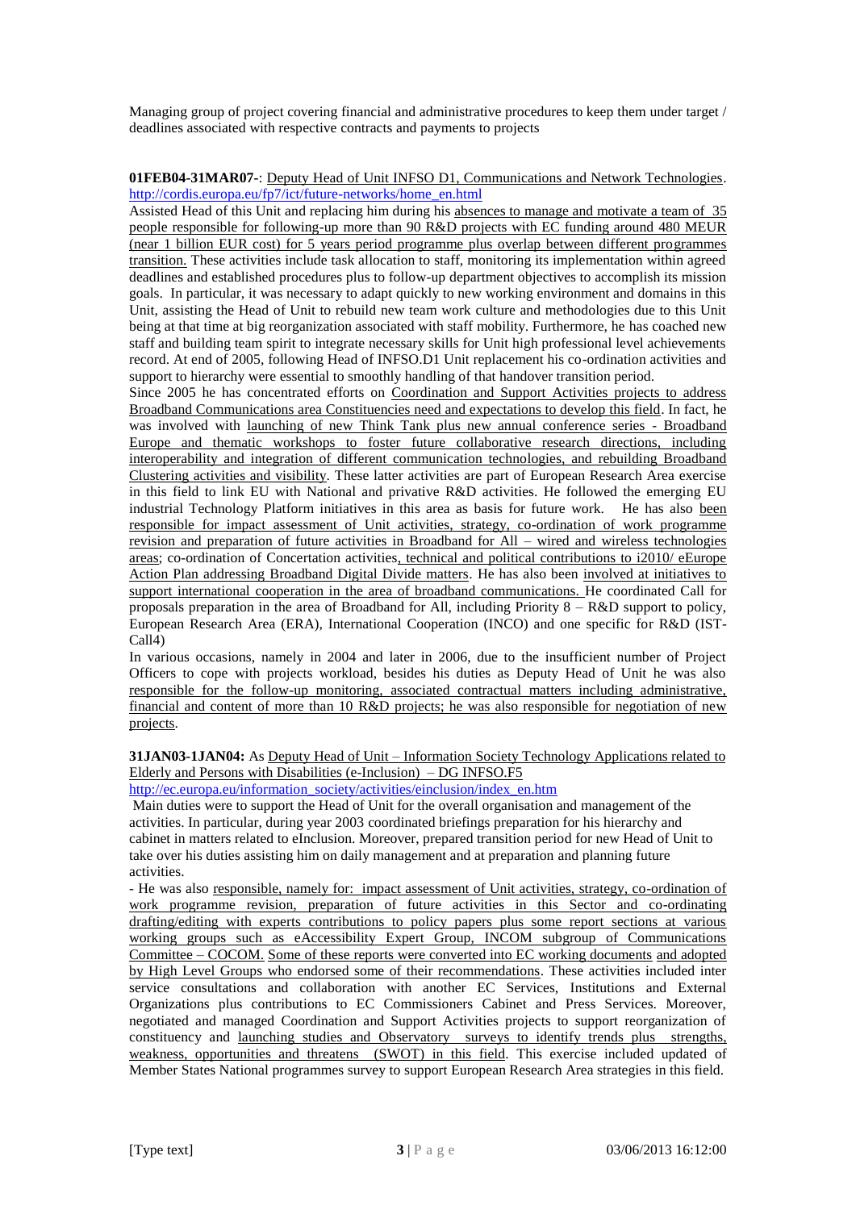Managing group of project covering financial and administrative procedures to keep them under target / deadlines associated with respective contracts and payments to projects

**01FEB04-31MAR07-**: Deputy Head of Unit INFSO D1, Communications and Network Technologies. http://cordis.europa.eu/fp7/ict/future-networks/home_en.html

Assisted Head of this Unit and replacing him during his absences to manage and motivate a team of 35 people responsible for following-up more than 90 R&D projects with EC funding around 480 MEUR (near 1 billion EUR cost) for 5 years period programme plus overlap between different programmes transition. These activities include task allocation to staff, monitoring its implementation within agreed deadlines and established procedures plus to follow-up department objectives to accomplish its mission goals. In particular, it was necessary to adapt quickly to new working environment and domains in this Unit, assisting the Head of Unit to rebuild new team work culture and methodologies due to this Unit being at that time at big reorganization associated with staff mobility. Furthermore, he has coached new staff and building team spirit to integrate necessary skills for Unit high professional level achievements record. At end of 2005, following Head of INFSO.D1 Unit replacement his co-ordination activities and support to hierarchy were essential to smoothly handling of that handover transition period.

Since 2005 he has concentrated efforts on Coordination and Support Activities projects to address Broadband Communications area Constituencies need and expectations to develop this field. In fact, he was involved with launching of new Think Tank plus new annual conference series - Broadband Europe and thematic workshops to foster future collaborative research directions, including interoperability and integration of different communication technologies, and rebuilding Broadband Clustering activities and visibility. These latter activities are part of European Research Area exercise in this field to link EU with National and privative R&D activities. He followed the emerging EU industrial Technology Platform initiatives in this area as basis for future work. He has also been responsible for impact assessment of Unit activities, strategy, co-ordination of work programme revision and preparation of future activities in Broadband for All – wired and wireless technologies areas; co-ordination of Concertation activities, technical and political contributions to i2010/ eEurope Action Plan addressing Broadband Digital Divide matters. He has also been involved at initiatives to support international cooperation in the area of broadband communications. He coordinated Call for proposals preparation in the area of Broadband for All, including Priority 8 – R&D support to policy, European Research Area (ERA), International Cooperation (INCO) and one specific for R&D (IST-Call4)

In various occasions, namely in 2004 and later in 2006, due to the insufficient number of Project Officers to cope with projects workload, besides his duties as Deputy Head of Unit he was also responsible for the follow-up monitoring, associated contractual matters including administrative, financial and content of more than 10 R&D projects; he was also responsible for negotiation of new projects.

**31JAN03-1JAN04:** As Deputy Head of Unit – Information Society Technology Applications related to Elderly and Persons with Disabilities (e-Inclusion) – DG INFSO.F5
http://ec.europa.eu/information_society/activities/einclusion/index_en.htm

Main duties were to support the Head of Unit for the overall organisation and management of the activities. In particular, during year 2003 coordinated briefings preparation for his hierarchy and cabinet in matters related to eInclusion. Moreover, prepared transition period for new Head of Unit to take over his duties assisting him on daily management and at preparation and planning future activities.

- He was also responsible, namely for: impact assessment of Unit activities, strategy, co-ordination of work programme revision, preparation of future activities in this Sector and co-ordinating drafting/editing with experts contributions to policy papers plus some report sections at various working groups such as eAccessibility Expert Group, INCOM subgroup of Communications Committee – COCOM. Some of these reports were converted into EC working documents and adopted by High Level Groups who endorsed some of their recommendations. These activities included inter service consultations and collaboration with another EC Services, Institutions and External Organizations plus contributions to EC Commissioners Cabinet and Press Services. Moreover, negotiated and managed Coordination and Support Activities projects to support reorganization of constituency and launching studies and Observatory surveys to identify trends plus strengths, weakness, opportunities and threatens (SWOT) in this field. This exercise included updated of Member States National programmes survey to support European Research Area strategies in this field.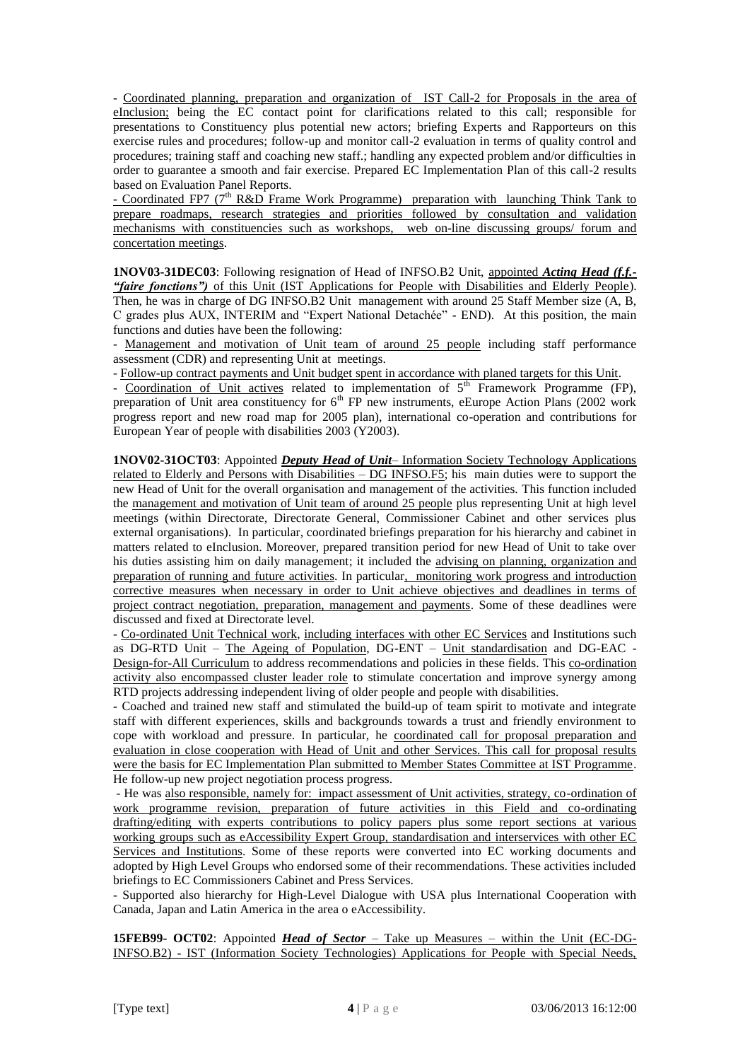- Coordinated planning, preparation and organization of IST Call-2 for Proposals in the area of eInclusion; being the EC contact point for clarifications related to this call; responsible for presentations to Constituency plus potential new actors; briefing Experts and Rapporteurs on this exercise rules and procedures; follow-up and monitor call-2 evaluation in terms of quality control and procedures; training staff and coaching new staff.; handling any expected problem and/or difficulties in order to guarantee a smooth and fair exercise. Prepared EC Implementation Plan of this call-2 results based on Evaluation Panel Reports.

- Coordinated FP7 (7th R&D Frame Work Programme) preparation with launching Think Tank to prepare roadmaps, research strategies and priorities followed by consultation and validation mechanisms with constituencies such as workshops, web on-line discussing groups/ forum and concertation meetings.

**1NOV03-31DEC03**: Following resignation of Head of INFSO.B2 Unit, appointed ***Acting Head (f.f.- "faire fonctions")*** of this Unit (IST Applications for People with Disabilities and Elderly People). Then, he was in charge of DG INFSO.B2 Unit management with around 25 Staff Member size (A, B, C grades plus AUX, INTERIM and "Expert National Detachée" - END). At this position, the main functions and duties have been the following:

- Management and motivation of Unit team of around 25 people including staff performance assessment (CDR) and representing Unit at meetings.
- Follow-up contract payments and Unit budget spent in accordance with planed targets for this Unit.
- Coordination of Unit actives related to implementation of 5th Framework Programme (FP), preparation of Unit area constituency for 6th FP new instruments, eEurope Action Plans (2002 work progress report and new road map for 2005 plan), international co-operation and contributions for European Year of people with disabilities 2003 (Y2003).

**1NOV02-31OCT03**: Appointed ***Deputy Head of Unit***– Information Society Technology Applications related to Elderly and Persons with Disabilities – DG INFSO.F5; his main duties were to support the new Head of Unit for the overall organisation and management of the activities. This function included the management and motivation of Unit team of around 25 people plus representing Unit at high level meetings (within Directorate, Directorate General, Commissioner Cabinet and other services plus external organisations). In particular, coordinated briefings preparation for his hierarchy and cabinet in matters related to eInclusion. Moreover, prepared transition period for new Head of Unit to take over his duties assisting him on daily management; it included the advising on planning, organization and preparation of running and future activities. In particular, monitoring work progress and introduction corrective measures when necessary in order to Unit achieve objectives and deadlines in terms of project contract negotiation, preparation, management and payments. Some of these deadlines were discussed and fixed at Directorate level.

- Co-ordinated Unit Technical work, including interfaces with other EC Services and Institutions such as DG-RTD Unit – The Ageing of Population, DG-ENT – Unit standardisation and DG-EAC - Design-for-All Curriculum to address recommendations and policies in these fields. This co-ordination activity also encompassed cluster leader role to stimulate concertation and improve synergy among RTD projects addressing independent living of older people and people with disabilities.
- Coached and trained new staff and stimulated the build-up of team spirit to motivate and integrate staff with different experiences, skills and backgrounds towards a trust and friendly environment to cope with workload and pressure. In particular, he coordinated call for proposal preparation and evaluation in close cooperation with Head of Unit and other Services. This call for proposal results were the basis for EC Implementation Plan submitted to Member States Committee at IST Programme. He follow-up new project negotiation process progress.
- He was also responsible, namely for: impact assessment of Unit activities, strategy, co-ordination of work programme revision, preparation of future activities in this Field and co-ordinating drafting/editing with experts contributions to policy papers plus some report sections at various working groups such as eAccessibility Expert Group, standardisation and interservices with other EC Services and Institutions. Some of these reports were converted into EC working documents and adopted by High Level Groups who endorsed some of their recommendations. These activities included briefings to EC Commissioners Cabinet and Press Services.
- Supported also hierarchy for High-Level Dialogue with USA plus International Cooperation with Canada, Japan and Latin America in the area o eAccessibility.

**15FEB99- OCT02**: Appointed ***Head of Sector*** – Take up Measures – within the Unit (EC-DG-INFSO.B2) - IST (Information Society Technologies) Applications for People with Special Needs,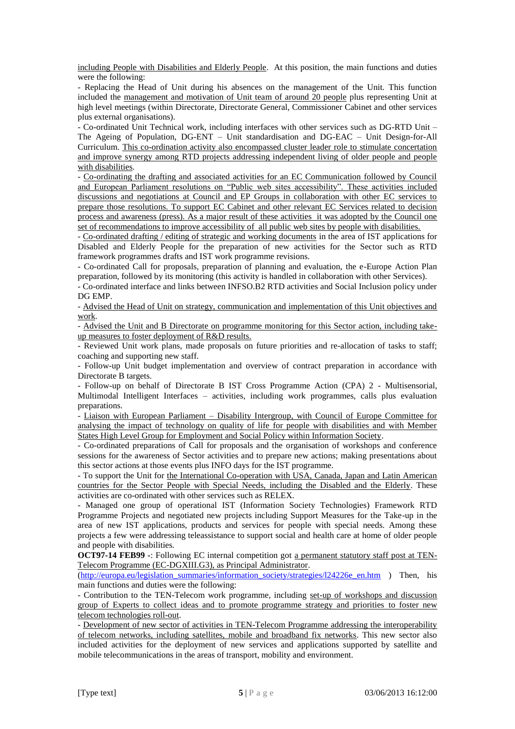including People with Disabilities and Elderly People. At this position, the main functions and duties were the following:

- Replacing the Head of Unit during his absences on the management of the Unit. This function included the management and motivation of Unit team of around 20 people plus representing Unit at high level meetings (within Directorate, Directorate General, Commissioner Cabinet and other services plus external organisations).
- Co-ordinated Unit Technical work, including interfaces with other services such as DG-RTD Unit – The Ageing of Population, DG-ENT – Unit standardisation and DG-EAC – Unit Design-for-All Curriculum. This co-ordination activity also encompassed cluster leader role to stimulate concertation and improve synergy among RTD projects addressing independent living of older people and people with disabilities.
- Co-ordinating the drafting and associated activities for an EC Communication followed by Council and European Parliament resolutions on "Public web sites accessibility". These activities included discussions and negotiations at Council and EP Groups in collaboration with other EC services to prepare those resolutions. To support EC Cabinet and other relevant EC Services related to decision process and awareness (press). As a major result of these activities it was adopted by the Council one set of recommendations to improve accessibility of all public web sites by people with disabilities.
- Co-ordinated drafting / editing of strategic and working documents in the area of IST applications for Disabled and Elderly People for the preparation of new activities for the Sector such as RTD framework programmes drafts and IST work programme revisions.
- Co-ordinated Call for proposals, preparation of planning and evaluation, the e-Europe Action Plan preparation, followed by its monitoring (this activity is handled in collaboration with other Services).
- Co-ordinated interface and links between INFSO.B2 RTD activities and Social Inclusion policy under DG EMP.
- Advised the Head of Unit on strategy, communication and implementation of this Unit objectives and work.
- Advised the Unit and B Directorate on programme monitoring for this Sector action, including take-up measures to foster deployment of R&D results.
- Reviewed Unit work plans, made proposals on future priorities and re-allocation of tasks to staff; coaching and supporting new staff.
- Follow-up Unit budget implementation and overview of contract preparation in accordance with Directorate B targets.
- Follow-up on behalf of Directorate B IST Cross Programme Action (CPA) 2 - Multisensorial, Multimodal Intelligent Interfaces – activities, including work programmes, calls plus evaluation preparations.
- Liaison with European Parliament – Disability Intergroup, with Council of Europe Committee for analysing the impact of technology on quality of life for people with disabilities and with Member States High Level Group for Employment and Social Policy within Information Society.
- Co-ordinated preparations of Call for proposals and the organisation of workshops and conference sessions for the awareness of Sector activities and to prepare new actions; making presentations about this sector actions at those events plus INFO days for the IST programme.
- To support the Unit for the International Co-operation with USA, Canada, Japan and Latin American countries for the Sector People with Special Needs, including the Disabled and the Elderly. These activities are co-ordinated with other services such as RELEX.
- Managed one group of operational IST (Information Society Technologies) Framework RTD Programme Projects and negotiated new projects including Support Measures for the Take-up in the area of new IST applications, products and services for people with special needs. Among these projects a few were addressing teleassistance to support social and health care at home of older people and people with disabilities.

**OCT97-14 FEB99 -**: Following EC internal competition got a permanent statutory staff post at TEN-Telecom Programme (EC-DGXIII.G3), as Principal Administrator. (http://europa.eu/legislation_summaries/information_society/strategies/l24226e_en.htm ) Then, his main functions and duties were the following:

- Contribution to the TEN-Telecom work programme, including set-up of workshops and discussion group of Experts to collect ideas and to promote programme strategy and priorities to foster new telecom technologies roll-out.
- Development of new sector of activities in TEN-Telecom Programme addressing the interoperability of telecom networks, including satellites, mobile and broadband fix networks. This new sector also included activities for the deployment of new services and applications supported by satellite and mobile telecommunications in the areas of transport, mobility and environment.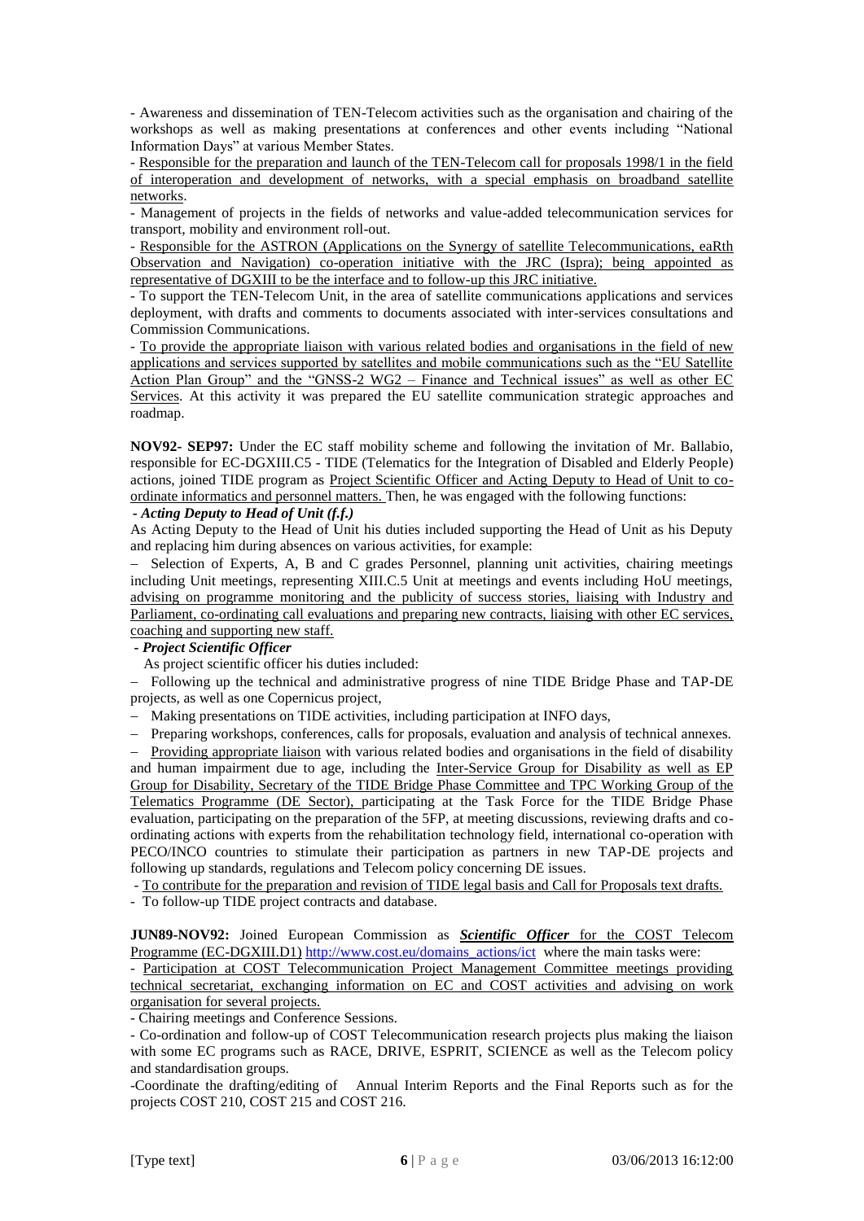- Awareness and dissemination of TEN-Telecom activities such as the organisation and chairing of the workshops as well as making presentations at conferences and other events including "National Information Days" at various Member States.

- Responsible for the preparation and launch of the TEN-Telecom call for proposals 1998/1 in the field of interoperation and development of networks, with a special emphasis on broadband satellite networks.

- Management of projects in the fields of networks and value-added telecommunication services for transport, mobility and environment roll-out.

- Responsible for the ASTRON (Applications on the Synergy of satellite Telecommunications, eaRth Observation and Navigation) co-operation initiative with the JRC (Ispra); being appointed as representative of DGXIII to be the interface and to follow-up this JRC initiative.

- To support the TEN-Telecom Unit, in the area of satellite communications applications and services deployment, with drafts and comments to documents associated with inter-services consultations and Commission Communications.

- To provide the appropriate liaison with various related bodies and organisations in the field of new applications and services supported by satellites and mobile communications such as the "EU Satellite Action Plan Group" and the "GNSS-2 WG2 – Finance and Technical issues" as well as other EC Services. At this activity it was prepared the EU satellite communication strategic approaches and roadmap.

**NOV92- SEP97:** Under the EC staff mobility scheme and following the invitation of Mr. Ballabio, responsible for EC-DGXIII.C5 - TIDE (Telematics for the Integration of Disabled and Elderly People) actions, joined TIDE program as Project Scientific Officer and Acting Deputy to Head of Unit to co-ordinate informatics and personnel matters. Then, he was engaged with the following functions:

- ***Acting Deputy to Head of Unit (f.f.)***

As Acting Deputy to the Head of Unit his duties included supporting the Head of Unit as his Deputy and replacing him during absences on various activities, for example:

– Selection of Experts, A, B and C grades Personnel, planning unit activities, chairing meetings including Unit meetings, representing XIII.C.5 Unit at meetings and events including HoU meetings, advising on programme monitoring and the publicity of success stories, liaising with Industry and Parliament, co-ordinating call evaluations and preparing new contracts, liaising with other EC services, coaching and supporting new staff.

- ***Project Scientific Officer***

As project scientific officer his duties included:

– Following up the technical and administrative progress of nine TIDE Bridge Phase and TAP-DE projects, as well as one Copernicus project,

– Making presentations on TIDE activities, including participation at INFO days,

– Preparing workshops, conferences, calls for proposals, evaluation and analysis of technical annexes.

– Providing appropriate liaison with various related bodies and organisations in the field of disability and human impairment due to age, including the Inter-Service Group for Disability as well as EP Group for Disability, Secretary of the TIDE Bridge Phase Committee and TPC Working Group of the Telematics Programme (DE Sector), participating at the Task Force for the TIDE Bridge Phase evaluation, participating on the preparation of the 5FP, at meeting discussions, reviewing drafts and co-ordinating actions with experts from the rehabilitation technology field, international co-operation with PECO/INCO countries to stimulate their participation as partners in new TAP-DE projects and following up standards, regulations and Telecom policy concerning DE issues.

- To contribute for the preparation and revision of TIDE legal basis and Call for Proposals text drafts.

- To follow-up TIDE project contracts and database.

**JUN89-NOV92:** Joined European Commission as ***Scientific Officer*** for the COST Telecom Programme (EC-DGXIII.D1) http://www.cost.eu/domains_actions/ict where the main tasks were:

- Participation at COST Telecommunication Project Management Committee meetings providing technical secretariat, exchanging information on EC and COST activities and advising on work organisation for several projects.

- Chairing meetings and Conference Sessions.

- Co-ordination and follow-up of COST Telecommunication research projects plus making the liaison with some EC programs such as RACE, DRIVE, ESPRIT, SCIENCE as well as the Telecom policy and standardisation groups.

-Coordinate the drafting/editing of Annual Interim Reports and the Final Reports such as for the projects COST 210, COST 215 and COST 216.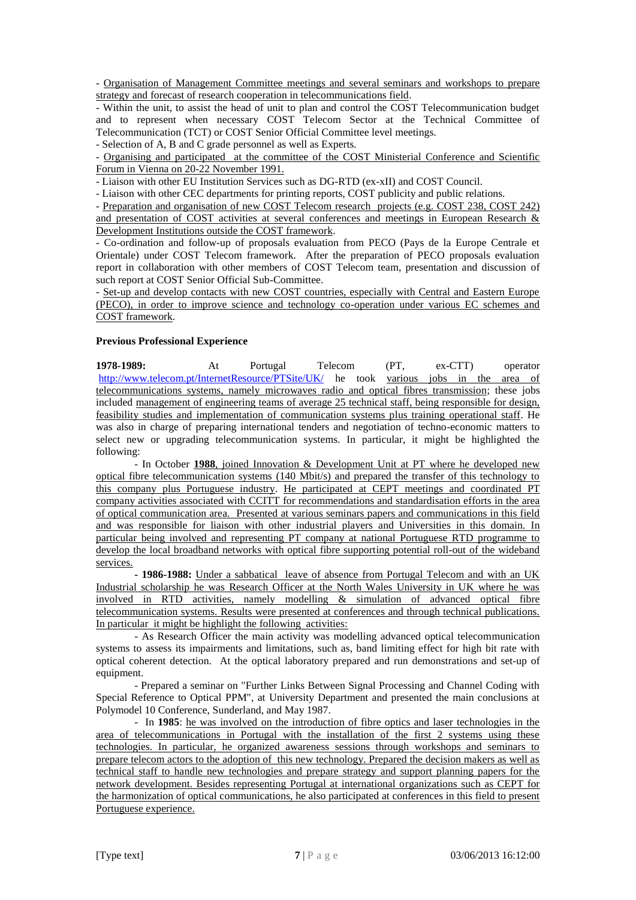- Organisation of Management Committee meetings and several seminars and workshops to prepare strategy and forecast of research cooperation in telecommunications field.

- Within the unit, to assist the head of unit to plan and control the COST Telecommunication budget and to represent when necessary COST Telecom Sector at the Technical Committee of Telecommunication (TCT) or COST Senior Official Committee level meetings.

- Selection of A, B and C grade personnel as well as Experts.

- Organising and participated at the committee of the COST Ministerial Conference and Scientific Forum in Vienna on 20-22 November 1991.

- Liaison with other EU Institution Services such as DG-RTD (ex-xII) and COST Council.

- Liaison with other CEC departments for printing reports, COST publicity and public relations.

- Preparation and organisation of new COST Telecom research projects (e.g. COST 238, COST 242) and presentation of COST activities at several conferences and meetings in European Research & Development Institutions outside the COST framework.

- Co-ordination and follow-up of proposals evaluation from PECO (Pays de la Europe Centrale et Orientale) under COST Telecom framework. After the preparation of PECO proposals evaluation report in collaboration with other members of COST Telecom team, presentation and discussion of such report at COST Senior Official Sub-Committee.

- Set-up and develop contacts with new COST countries, especially with Central and Eastern Europe (PECO), in order to improve science and technology co-operation under various EC schemes and COST framework.

**Previous Professional Experience**

**1978-1989:** At Portugal Telecom (PT, ex-CTT) operator http://www.telecom.pt/InternetResource/PTSite/UK/ he took various jobs in the area of telecommunications systems, namely microwaves radio and optical fibres transmission; these jobs included management of engineering teams of average 25 technical staff, being responsible for design, feasibility studies and implementation of communication systems plus training operational staff. He was also in charge of preparing international tenders and negotiation of techno-economic matters to select new or upgrading telecommunication systems. In particular, it might be highlighted the following:

- In October **1988**, joined Innovation & Development Unit at PT where he developed new optical fibre telecommunication systems (140 Mbit/s) and prepared the transfer of this technology to this company plus Portuguese industry. He participated at CEPT meetings and coordinated PT company activities associated with CCITT for recommendations and standardisation efforts in the area of optical communication area. Presented at various seminars papers and communications in this field and was responsible for liaison with other industrial players and Universities in this domain. In particular being involved and representing PT company at national Portuguese RTD programme to develop the local broadband networks with optical fibre supporting potential roll-out of the wideband services.

- **1986-1988:** Under a sabbatical leave of absence from Portugal Telecom and with an UK Industrial scholarship he was Research Officer at the North Wales University in UK where he was involved in RTD activities, namely modelling & simulation of advanced optical fibre telecommunication systems. Results were presented at conferences and through technical publications. In particular it might be highlight the following activities:

- As Research Officer the main activity was modelling advanced optical telecommunication systems to assess its impairments and limitations, such as, band limiting effect for high bit rate with optical coherent detection. At the optical laboratory prepared and run demonstrations and set-up of equipment.

- Prepared a seminar on "Further Links Between Signal Processing and Channel Coding with Special Reference to Optical PPM", at University Department and presented the main conclusions at Polymodel 10 Conference, Sunderland, and May 1987.

- In **1985**: he was involved on the introduction of fibre optics and laser technologies in the area of telecommunications in Portugal with the installation of the first 2 systems using these technologies. In particular, he organized awareness sessions through workshops and seminars to prepare telecom actors to the adoption of this new technology. Prepared the decision makers as well as technical staff to handle new technologies and prepare strategy and support planning papers for the network development. Besides representing Portugal at international organizations such as CEPT for the harmonization of optical communications, he also participated at conferences in this field to present Portuguese experience.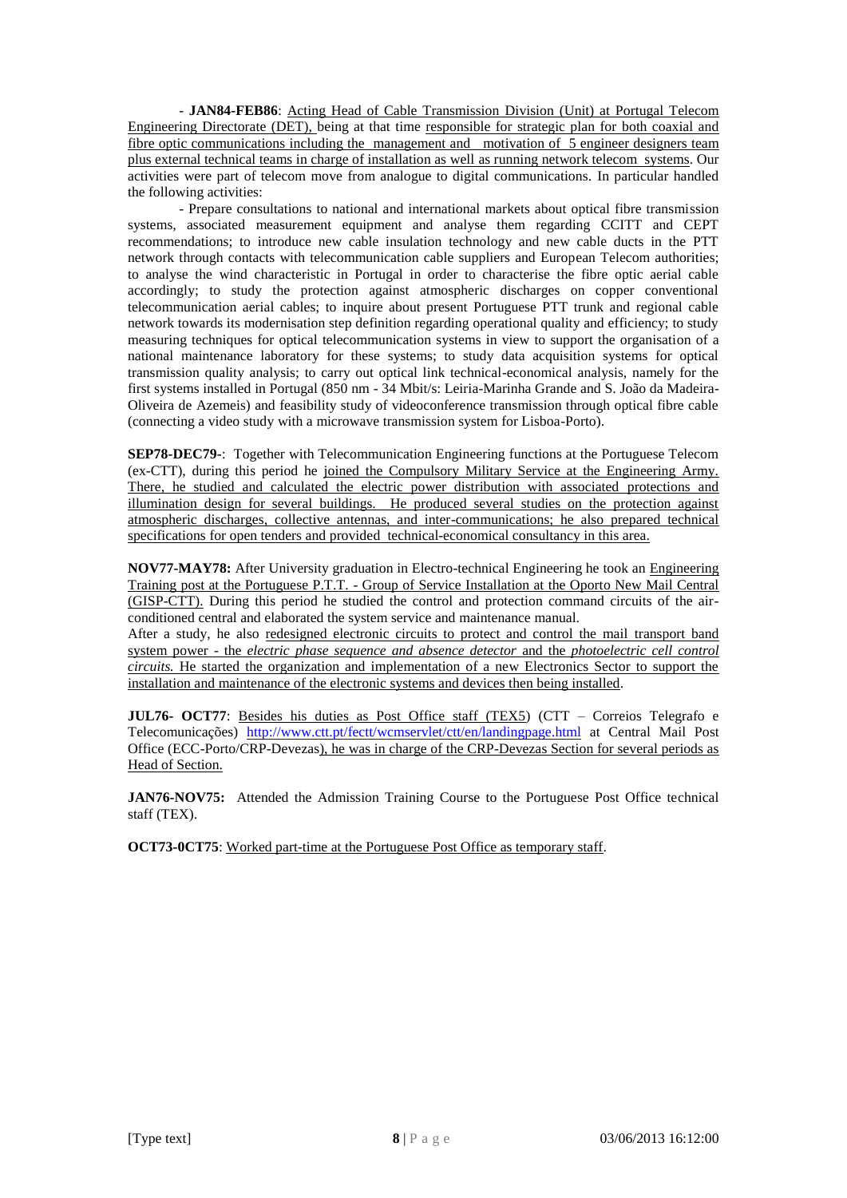- **JAN84-FEB86**: Acting Head of Cable Transmission Division (Unit) at Portugal Telecom Engineering Directorate (DET), being at that time responsible for strategic plan for both coaxial and fibre optic communications including the management and motivation of 5 engineer designers team plus external technical teams in charge of installation as well as running network telecom systems. Our activities were part of telecom move from analogue to digital communications. In particular handled the following activities:

- Prepare consultations to national and international markets about optical fibre transmission systems, associated measurement equipment and analyse them regarding CCITT and CEPT recommendations; to introduce new cable insulation technology and new cable ducts in the PTT network through contacts with telecommunication cable suppliers and European Telecom authorities; to analyse the wind characteristic in Portugal in order to characterise the fibre optic aerial cable accordingly; to study the protection against atmospheric discharges on copper conventional telecommunication aerial cables; to inquire about present Portuguese PTT trunk and regional cable network towards its modernisation step definition regarding operational quality and efficiency; to study measuring techniques for optical telecommunication systems in view to support the organisation of a national maintenance laboratory for these systems; to study data acquisition systems for optical transmission quality analysis; to carry out optical link technical-economical analysis, namely for the first systems installed in Portugal (850 nm - 34 Mbit/s: Leiria-Marinha Grande and S. João da Madeira-Oliveira de Azemeis) and feasibility study of videoconference transmission through optical fibre cable (connecting a video study with a microwave transmission system for Lisboa-Porto).

**SEP78-DEC79-**: Together with Telecommunication Engineering functions at the Portuguese Telecom (ex-CTT), during this period he joined the Compulsory Military Service at the Engineering Army. There, he studied and calculated the electric power distribution with associated protections and illumination design for several buildings. He produced several studies on the protection against atmospheric discharges, collective antennas, and inter-communications; he also prepared technical specifications for open tenders and provided technical-economical consultancy in this area.

**NOV77-MAY78:** After University graduation in Electro-technical Engineering he took an Engineering Training post at the Portuguese P.T.T. - Group of Service Installation at the Oporto New Mail Central (GISP-CTT). During this period he studied the control and protection command circuits of the air-conditioned central and elaborated the system service and maintenance manual.
After a study, he also redesigned electronic circuits to protect and control the mail transport band system power - the *electric phase sequence and absence detector* and the *photoelectric cell control circuits.* He started the organization and implementation of a new Electronics Sector to support the installation and maintenance of the electronic systems and devices then being installed.

**JUL76- OCT77**: Besides his duties as Post Office staff (TEX5) (CTT – Correios Telegrafo e Telecomunicações) http://www.ctt.pt/fectt/wcmservlet/ctt/en/landingpage.html at Central Mail Post Office (ECC-Porto/CRP-Devezas), he was in charge of the CRP-Devezas Section for several periods as Head of Section.

**JAN76-NOV75:** Attended the Admission Training Course to the Portuguese Post Office technical staff (TEX).

**OCT73-0CT75**: Worked part-time at the Portuguese Post Office as temporary staff.